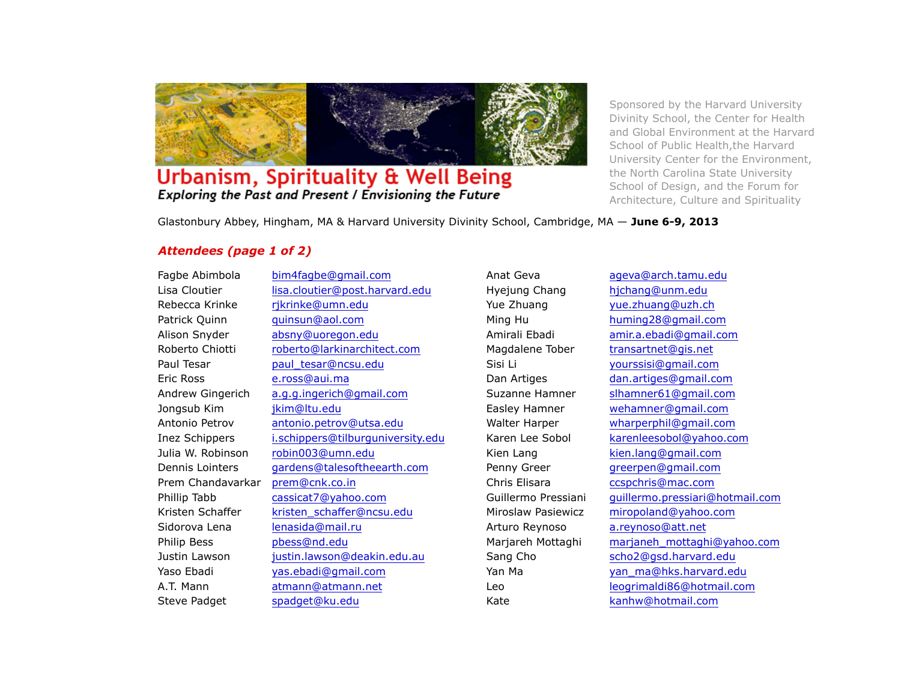# Urbanism, Spirituality & Well Being

***Exploring the Past and Present / Envisioning the Future***

Sponsored by the Harvard University Divinity School, the Center for Health and Global Environment at the Harvard School of Public Health,the Harvard University Center for the Environment, the North Carolina State University School of Design, and the Forum for Architecture, Culture and Spirituality

Glastonbury Abbey, Hingham, MA & Harvard University Divinity School, Cambridge, MA — **June 6-9, 2013**

## *Attendees (page 1 of 2)*

| Name | Email |
|---|---|
| Fagbe Abimbola | bim4fagbe@gmail.com |
| Lisa Cloutier | lisa.cloutier@post.harvard.edu |
| Rebecca Krinke | rjkrinke@umn.edu |
| Patrick Quinn | quinsun@aol.com |
| Alison Snyder | absny@uoregon.edu |
| Roberto Chiotti | roberto@larkinarchitect.com |
| Paul Tesar | paul_tesar@ncsu.edu |
| Eric Ross | e.ross@aui.ma |
| Andrew Gingerich | a.g.g.ingerich@gmail.com |
| Jongsub Kim | jkim@ltu.edu |
| Antonio Petrov | antonio.petrov@utsa.edu |
| Inez Schippers | i.schippers@tilburguniversity.edu |
| Julia W. Robinson | robin003@umn.edu |
| Dennis Lointers | gardens@talesoftheearth.com |
| Prem Chandavarkar | prem@cnk.co.in |
| Phillip Tabb | cassicat7@yahoo.com |
| Kristen Schaffer | kristen_schaffer@ncsu.edu |
| Sidorova Lena | lenasida@mail.ru |
| Philip Bess | pbess@nd.edu |
| Justin Lawson | justin.lawson@deakin.edu.au |
| Yaso Ebadi | yas.ebadi@gmail.com |
| A.T. Mann | atmann@atmann.net |
| Steve Padget | spadget@ku.edu |
| Anat Geva | ageva@arch.tamu.edu |
| Hyejung Chang | hjchang@unm.edu |
| Yue Zhuang | yue.zhuang@uzh.ch |
| Ming Hu | huming28@gmail.com |
| Amirali Ebadi | amir.a.ebadi@gmail.com |
| Magdalene Tober | transartnet@gis.net |
| Sisi Li | yourssisi@gmail.com |
| Dan Artiges | dan.artiges@gmail.com |
| Suzanne Hamner | slhamner61@gmail.com |
| Easley Hamner | wehamner@gmail.com |
| Walter Harper | wharperphil@gmail.com |
| Karen Lee Sobol | karenleesobol@yahoo.com |
| Kien Lang | kien.lang@gmail.com |
| Penny Greer | greerpen@gmail.com |
| Chris Elisara | ccspchris@mac.com |
| Guillermo Pressiani | guillermo.pressiari@hotmail.com |
| Miroslaw Pasiewicz | miropoland@yahoo.com |
| Arturo Reynoso | a.reynoso@att.net |
| Marjareh Mottaghi | marjaneh_mottaghi@yahoo.com |
| Sang Cho | scho2@gsd.harvard.edu |
| Yan Ma | yan_ma@hks.harvard.edu |
| Leo | leogrimaldi86@hotmail.com |
| Kate | kanhw@hotmail.com |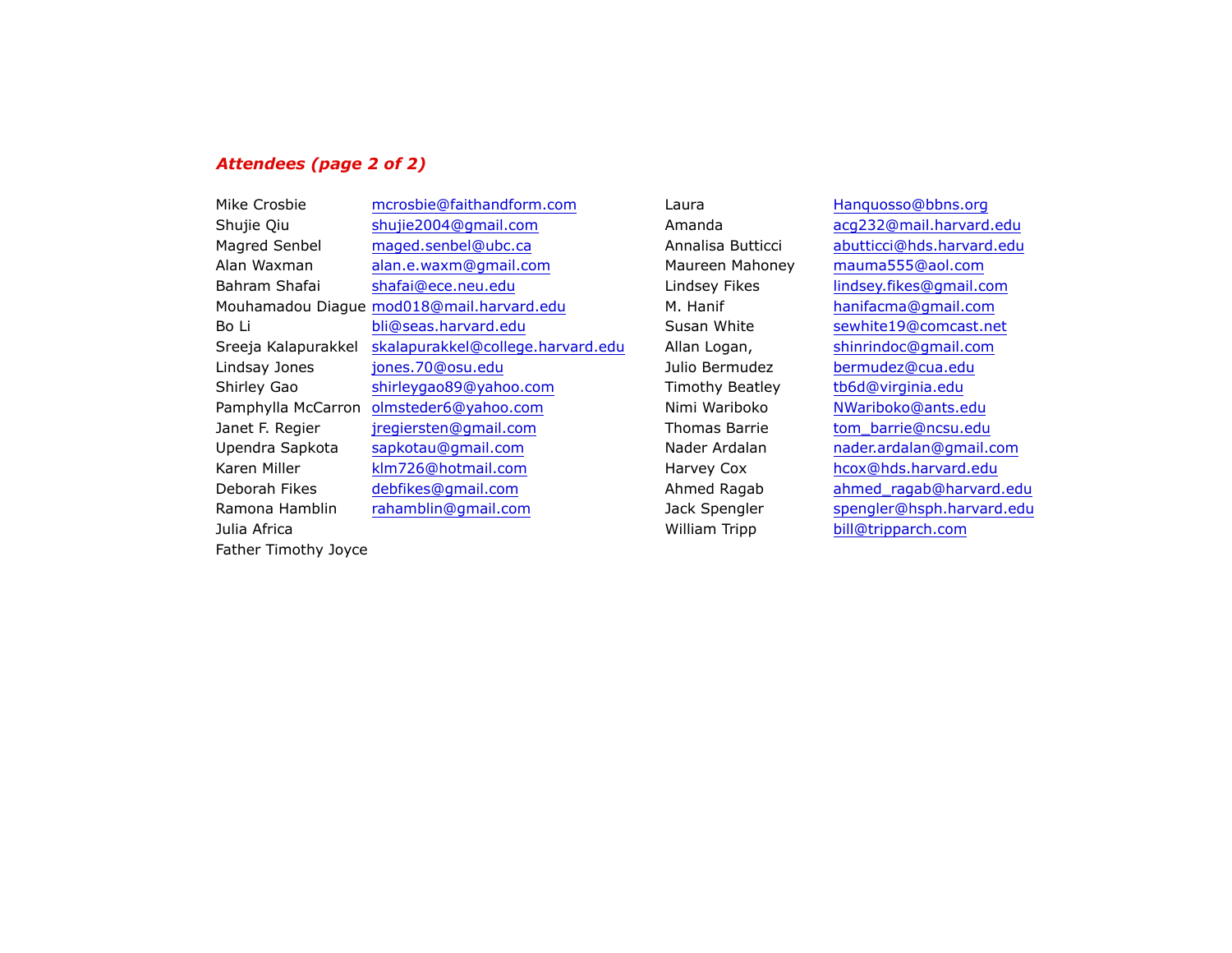*Attendees (page 2 of 2)*

| | |
|---|---|
| Mike Crosbie | mcrosbie@faithandform.com |
| Shujie Qiu | shujie2004@gmail.com |
| Magred Senbel | maged.senbel@ubc.ca |
| Alan Waxman | alan.e.waxm@gmail.com |
| Bahram Shafai | shafai@ece.neu.edu |
| Mouhamadou Diague | mod018@mail.harvard.edu |
| Bo Li | bli@seas.harvard.edu |
| Sreeja Kalapurakkel | skalapurakkel@college.harvard.edu |
| Lindsay Jones | jones.70@osu.edu |
| Shirley Gao | shirleygao89@yahoo.com |
| Pamphylla McCarron | olmsteder6@yahoo.com |
| Janet F. Regier | jregiersten@gmail.com |
| Upendra Sapkota | sapkotau@gmail.com |
| Karen Miller | klm726@hotmail.com |
| Deborah Fikes | debfikes@gmail.com |
| Ramona Hamblin | rahamblin@gmail.com |
| Julia Africa | |
| Father Timothy Joyce | |
| Laura | Hanquosso@bbns.org |
| Amanda | acg232@mail.harvard.edu |
| Annalisa Butticci | abutticci@hds.harvard.edu |
| Maureen Mahoney | mauma555@aol.com |
| Lindsey Fikes | lindsey.fikes@gmail.com |
| M. Hanif | hanifacma@gmail.com |
| Susan White | sewhite19@comcast.net |
| Allan Logan, | shinrindoc@gmail.com |
| Julio Bermudez | bermudez@cua.edu |
| Timothy Beatley | tb6d@virginia.edu |
| Nimi Wariboko | NWariboko@ants.edu |
| Thomas Barrie | tom_barrie@ncsu.edu |
| Nader Ardalan | nader.ardalan@gmail.com |
| Harvey Cox | hcox@hds.harvard.edu |
| Ahmed Ragab | ahmed_ragab@harvard.edu |
| Jack Spengler | spengler@hsph.harvard.edu |
| William Tripp | bill@tripparch.com |